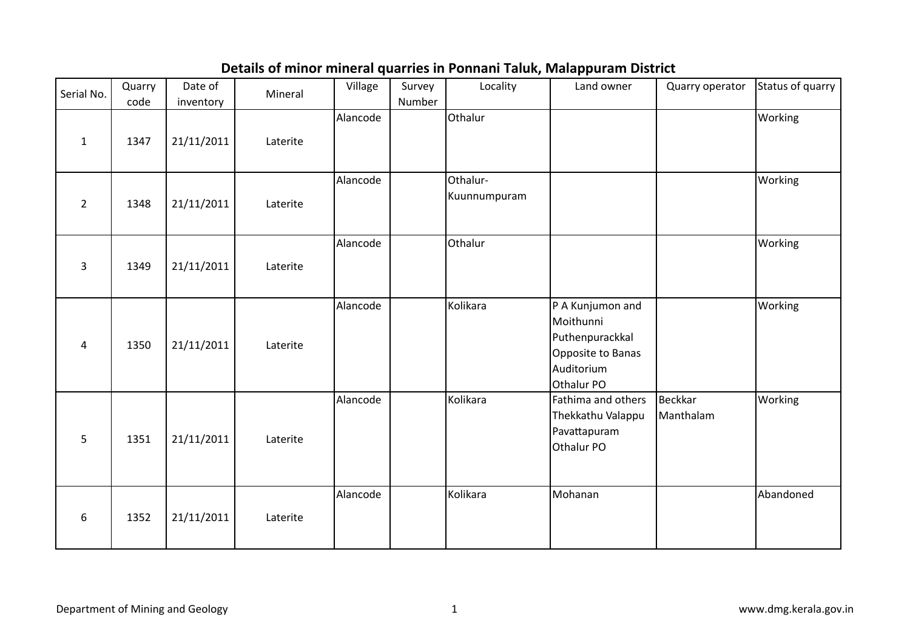# Details of minor mineral quarries in Ponnani Taluk, Malappuram District

| Serial No. | Quarry code | Date of inventory | Mineral | Village | Survey Number | Locality | Land owner | Quarry operator | Status of quarry |
|---|---|---|---|---|---|---|---|---|---|
| 1 | 1347 | 21/11/2011 | Laterite | Alancode | | Othalur | | | Working |
| 2 | 1348 | 21/11/2011 | Laterite | Alancode | | Othalur-Kuunnumpuram | | | Working |
| 3 | 1349 | 21/11/2011 | Laterite | Alancode | | Othalur | | | Working |
| 4 | 1350 | 21/11/2011 | Laterite | Alancode | | Kolikara | P A Kunjumon and Moithunni Puthenpurackkal Opposite to Banas Auditorium Othalur PO | | Working |
| 5 | 1351 | 21/11/2011 | Laterite | Alancode | | Kolikara | Fathima and others Thekkathu Valappu Pavattapuram Othalur PO | Beckkar Manthalam | Working |
| 6 | 1352 | 21/11/2011 | Laterite | Alancode | | Kolikara | Mohanan | | Abandoned |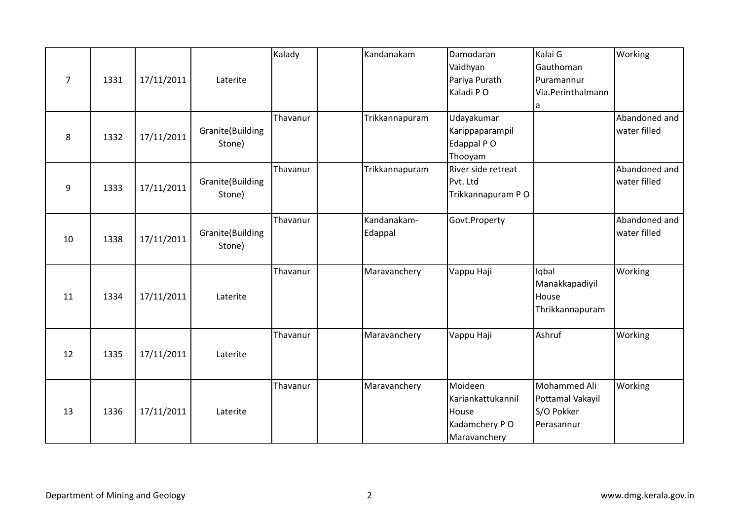| 7 | 1331 | 17/11/2011 | Laterite | Kalady | | Kandanakam | Damodaran Vaidhyan Pariya Purath Kaladi P O | Kalai G Gauthoman Puramannur Via.Perinthalmanna | Working |
|---|---|---|---|---|---|---|---|---|---|
| 8 | 1332 | 17/11/2011 | Granite(Building Stone) | Thavanur | | Trikkannapuram | Udayakumar Karippaparampil Edappal P O Thooyam | | Abandoned and water filled |
| 9 | 1333 | 17/11/2011 | Granite(Building Stone) | Thavanur | | Trikkannapuram | River side retreat Pvt. Ltd Trikkannapuram P O | | Abandoned and water filled |
| 10 | 1338 | 17/11/2011 | Granite(Building Stone) | Thavanur | | Kandanakam-Edappal | Govt.Property | | Abandoned and water filled |
| 11 | 1334 | 17/11/2011 | Laterite | Thavanur | | Maravanchery | Vappu Haji | Iqbal Manakkapadiyil House Thrikkannapuram | Working |
| 12 | 1335 | 17/11/2011 | Laterite | Thavanur | | Maravanchery | Vappu Haji | Ashruf | Working |
| 13 | 1336 | 17/11/2011 | Laterite | Thavanur | | Maravanchery | Moideen Kariankattukannil House Kadamchery P O Maravanchery | Mohammed Ali Pottamal Vakayil S/O Pokker Perasannur | Working |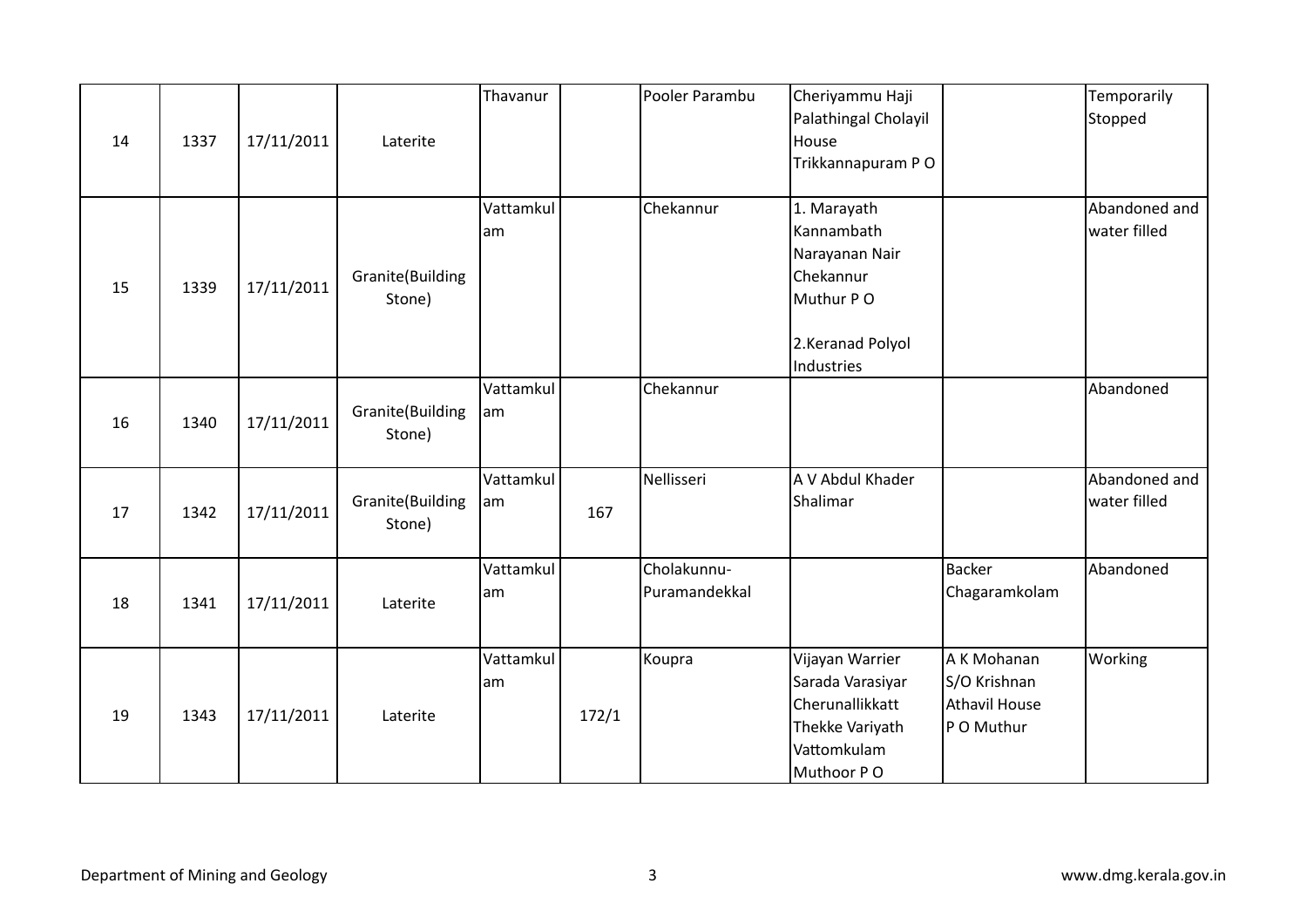| | | | | | | | | | |
|---|---|---|---|---|---|---|---|---|---|
| 14 | 1337 | 17/11/2011 | Laterite | Thavanur | | Pooler Parambu | Cheriyammu Haji Palathingal Cholayil House Trikkannapuram P O | | Temporarily Stopped |
| 15 | 1339 | 17/11/2011 | Granite(Building Stone) | Vattamkulam | | Chekannur | 1. Marayath Kannambath Narayanan Nair Chekannur Muthur P O<br><br>2.Keranad Polyol Industries | | Abandoned and water filled |
| 16 | 1340 | 17/11/2011 | Granite(Building Stone) | Vattamkulam | | Chekannur | | | Abandoned |
| 17 | 1342 | 17/11/2011 | Granite(Building Stone) | Vattamkulam | 167 | Nellisseri | A V Abdul Khader Shalimar | | Abandoned and water filled |
| 18 | 1341 | 17/11/2011 | Laterite | Vattamkulam | | Cholakunnu-Puramandekkal | | Backer Chagaramkolam | Abandoned |
| 19 | 1343 | 17/11/2011 | Laterite | Vattamkulam | 172/1 | Koupra | Vijayan Warrier Sarada Varasiyar Cherunallikkatt Thekke Variyath Vattomkulam Muthoor P O | A K Mohanan S/O Krishnan Athavil House P O Muthur | Working |

Department of Mining and Geology www.dmg.kerala.gov.in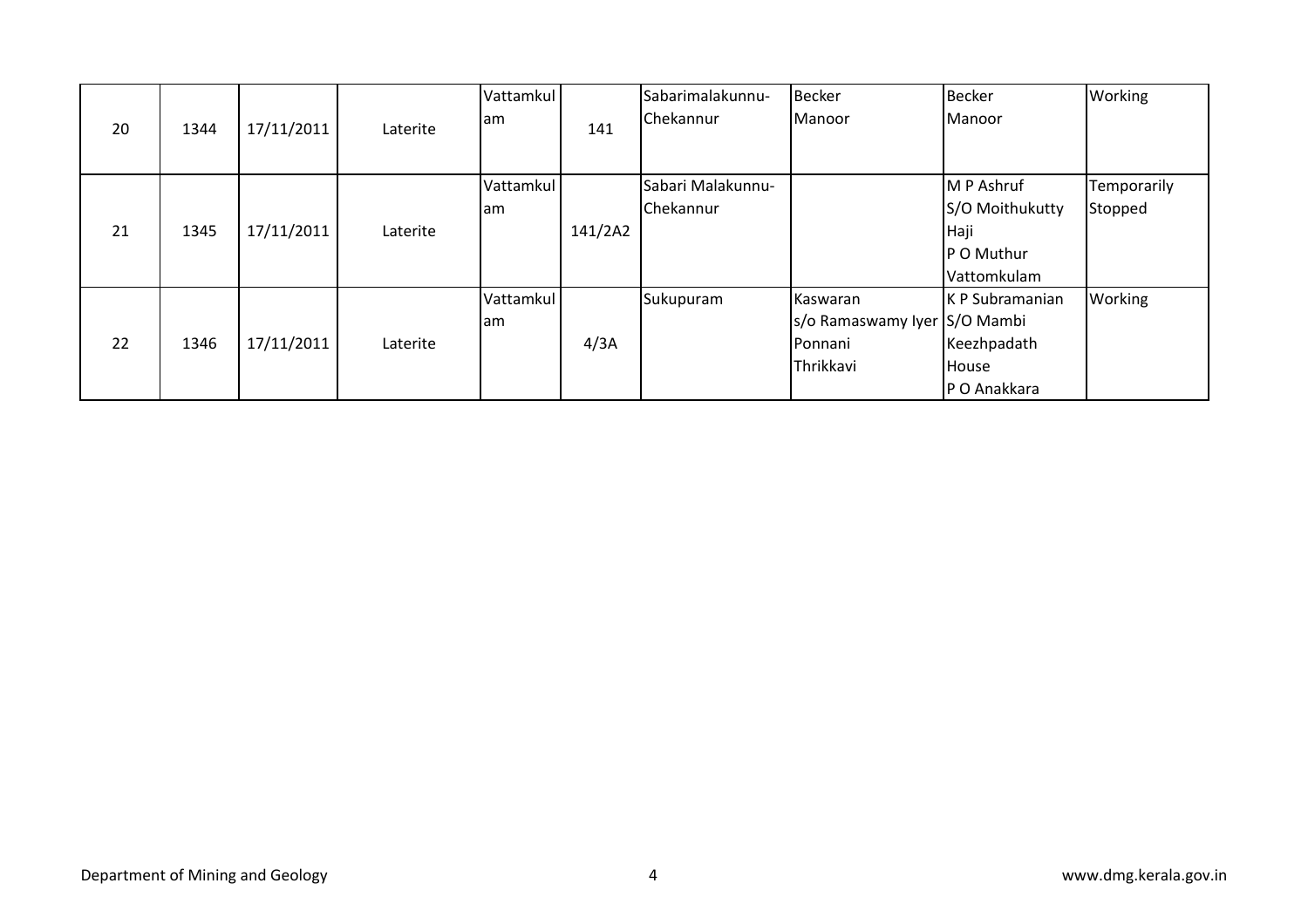| | | | | | | | | | |
|---|---|---|---|---|---|---|---|---|---|
| 20 | 1344 | 17/11/2011 | Laterite | Vattamkulam | 141 | Sabarimalakunnu-Chekannur | Becker Manoor | Becker Manoor | Working |
| 21 | 1345 | 17/11/2011 | Laterite | Vattamkulam | 141/2A2 | Sabari Malakunnu-Chekannur | | M P Ashruf S/O Moithukutty Haji P O Muthur Vattomkulam | Temporarily Stopped |
| 22 | 1346 | 17/11/2011 | Laterite | Vattamkulam | 4/3A | Sukupuram | Kaswaran s/o Ramaswamy Iyer Ponnani Thrikkavi | K P Subramanian S/O Mambi Keezhpadath House P O Anakkara | Working |